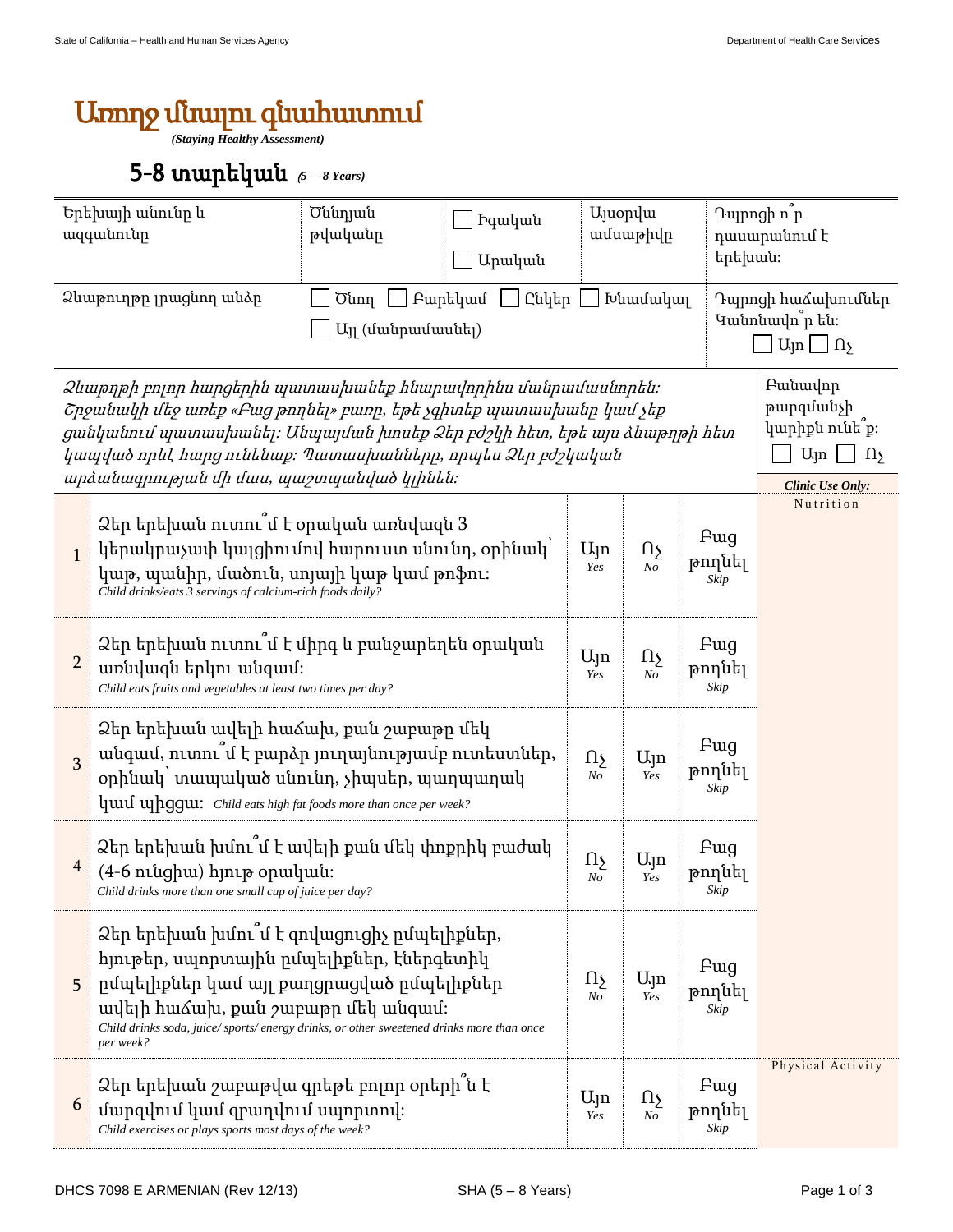# Առողջ մնալու գնահատում

***(Staying Healthy Assessment)***

## 5-8 տարեկան *(5 – 8 Years)*

| Երեխայի անունը և ազգանունը | Ծննդյան թվականը | ☐ Իգական ☐ Արական | Այսօրվա ամսաթիվը | Դպրոցի ո՞ր դասարանում է երեխան: |
|---|---|---|---|---|
| Ձևաթուղթը լրացնող անձը | ☐ Ծնող ☐ Բարեկամ ☐ Ընկեր ☐ Խնամակալ ☐ Այլ (մանրամասնել) | | | Դպրոցի հաճախումներ Կանոնավո՞ր են: ☐ Այո ☐ Ոչ |

*Ձևաթղթի բոլոր հարցերին պատասխանեք հնարավորինս մանրամասնորեն: Շրջանակի մեջ առեք «Բաց թողնել» բառը, եթե չգիտեք պատասխանը կամ չեք ցանկանում պատասխանել: Անպայման խոսեք Ձեր բժշկի հետ, եթե այս ձևաթղթի հետ կապված որևէ հարց ունենաք: Պատասխանները, որպես Ձեր բժշկական արձանագրության մի մաս, պաշտպանված կլինեն:*

Բանավոր թարգմանչի կարիքն ունե՞ք: ☐ Այո ☐ Ոչ

| # | Հարց | | | | ***Clinic Use Only:*** |
|---|---|---|---|---|---|
| 1 | Ձեր երեխան ուտու՞մ է օրական առնվազն 3 կերակրաչափ կալցիումով հարուստ սնունդ, օրինակ՝ կաթ, պանիր, մածուն, սոյայի կաթ կամ թոֆու: *Child drinks/eats 3 servings of calcium-rich foods daily?* | Այո *Yes* | Ոչ *No* | Բաց թողնել *Skip* | Nutrition |
| 2 | Ձեր երեխան ուտու՞մ է միրգ և բանջարեղեն օրական առնվազն երկու անգամ: *Child eats fruits and vegetables at least two times per day?* | Այո *Yes* | Ոչ *No* | Բաց թողնել *Skip* | |
| 3 | Ձեր երեխան ավելի հաճախ, քան շաբաթը մեկ անգամ, ուտու՞մ է բարձր յուղայնությամբ ուտեստներ, օրինակ՝ տապակած սնունդ, չիպսեր, պաղպաղակ կամ պիցցա: *Child eats high fat foods more than once per week?* | Ոչ *No* | Այո *Yes* | Բաց թողնել *Skip* | |
| 4 | Ձեր երեխան խմու՞մ է ավելի քան մեկ փոքրիկ բաժակ (4-6 ունցիա) հյութ օրական: *Child drinks more than one small cup of juice per day?* | Ոչ *No* | Այո *Yes* | Բաց թողնել *Skip* | |
| 5 | Ձեր երեխան խմու՞մ է զովացուցիչ ըմպելիքներ, հյութեր, սպորտային ըմպելիքներ, էներգետիկ ըմպելիքներ կամ այլ քաղցրացված ըմպելիքներ ավելի հաճախ, քան շաբաթը մեկ անգամ: *Child drinks soda, juice/ sports/ energy drinks, or other sweetened drinks more than once per week?* | Ոչ *No* | Այո *Yes* | Բաց թողնել *Skip* | |
| 6 | Ձեր երեխան շաբաթվա գրեթե բոլոր օրերի՞ն է մարզվում կամ զբաղվում սպորտով: *Child exercises or plays sports most days of the week?* | Այո *Yes* | Ոչ *No* | Բաց թողնել *Skip* | Physical Activity |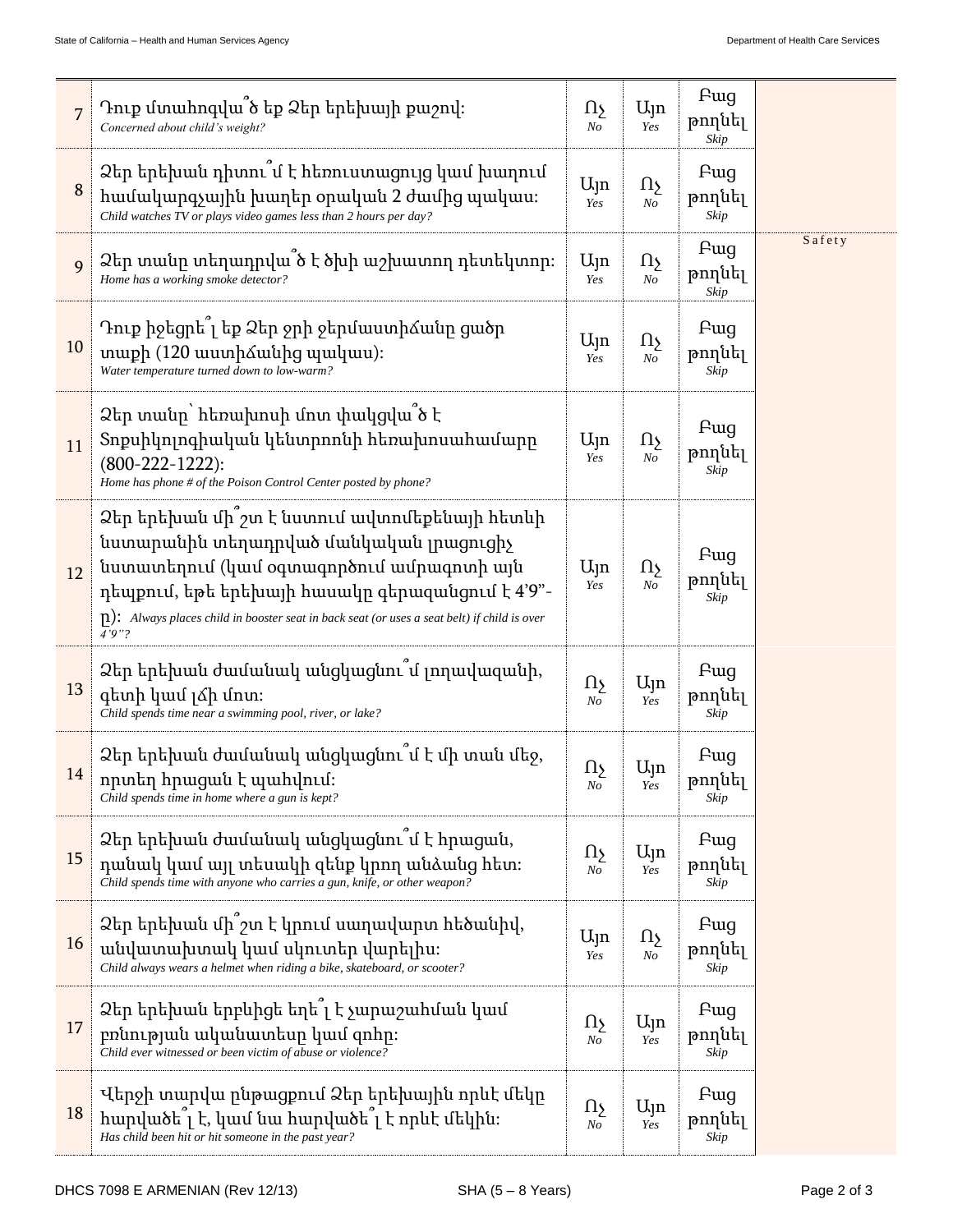| # | Question | | | | |
|---|---|---|---|---|---|
| 7 | Դուք մտահոգվա՞ծ եք Ձեր երեխայի քաշով: *Concerned about child's weight?* | Ոչ *No* | Այո *Yes* | Բաց թողնել *Skip* | |
| 8 | Ձեր երեխան դիտու՞մ է հեռուստացույց կամ խաղում համակարգչային խաղեր օրական 2 ժամից պակաս: *Child watches TV or plays video games less than 2 hours per day?* | Այո *Yes* | Ոչ *No* | Բաց թողնել *Skip* | |
| 9 | Ձեր տանը տեղադրվա՞ծ է ծխի աշխատող դետեկտոր: *Home has a working smoke detector?* | Այո *Yes* | Ոչ *No* | Բաց թողնել *Skip* | Safety |
| 10 | Դուք իջեցրե՞լ եք Ձեր ջրի ջերմաստիճանը ցածր տաքի (120 աստիճանից պակաս): *Water temperature turned down to low-warm?* | Այո *Yes* | Ոչ *No* | Բաց թողնել *Skip* | |
| 11 | Ձեր տանը՝ հեռախոսի մոտ փակցվա՞ծ է Տոքսիկոլոգիական կենտրոնի հեռախոսահամարը (800-222-1222): *Home has phone # of the Poison Control Center posted by phone?* | Այո *Yes* | Ոչ *No* | Բաց թողնել *Skip* | |
| 12 | Ձեր երեխան մի՞շտ է նստում ավտոմեքենայի հետևի նստարանին տեղադրված մանկական լրացուցիչ նստատեղում (կամ օգտագործում ամրագոտի այն դեպքում, եթե երեխայի հասակը գերազանցում է 4'9"-ը): *Always places child in booster seat in back seat (or uses a seat belt) if child is over 4'9"?* | Այո *Yes* | Ոչ *No* | Բաց թողնել *Skip* | |
| 13 | Ձեր երեխան ժամանակ անցկացնու՞մ լողավազանի, գետի կամ լճի մոտ: *Child spends time near a swimming pool, river, or lake?* | Ոչ *No* | Այո *Yes* | Բաց թողնել *Skip* | |
| 14 | Ձեր երեխան ժամանակ անցկացնու՞մ է մի տան մեջ, որտեղ հրացան է պահվում: *Child spends time in home where a gun is kept?* | Ոչ *No* | Այո *Yes* | Բաց թողնել *Skip* | |
| 15 | Ձեր երեխան ժամանակ անցկացնու՞մ է հրացան, դանակ կամ այլ տեսակի զենք կրող անձանց հետ: *Child spends time with anyone who carries a gun, knife, or other weapon?* | Ոչ *No* | Այո *Yes* | Բաց թողնել *Skip* | |
| 16 | Ձեր երեխան մի՞շտ է կրում սաղավարտ հեծանիվ, անվատախտակ կամ սկուտեր վարելիս: *Child always wears a helmet when riding a bike, skateboard, or scooter?* | Այո *Yes* | Ոչ *No* | Բաց թողնել *Skip* | |
| 17 | Ձեր երեխան երբևիցե եղե՞լ է չարաշահման կամ բռնության ականատեսը կամ զոհը: *Child ever witnessed or been victim of abuse or violence?* | Ոչ *No* | Այո *Yes* | Բաց թողնել *Skip* | |
| 18 | Վերջի տարվա ընթացքում Ձեր երեխային որևէ մեկը հարվածե՞լ է, կամ նա հարվածե՞լ է որևէ մեկին: *Has child been hit or hit someone in the past year?* | Ոչ *No* | Այո *Yes* | Բաց թողնել *Skip* | |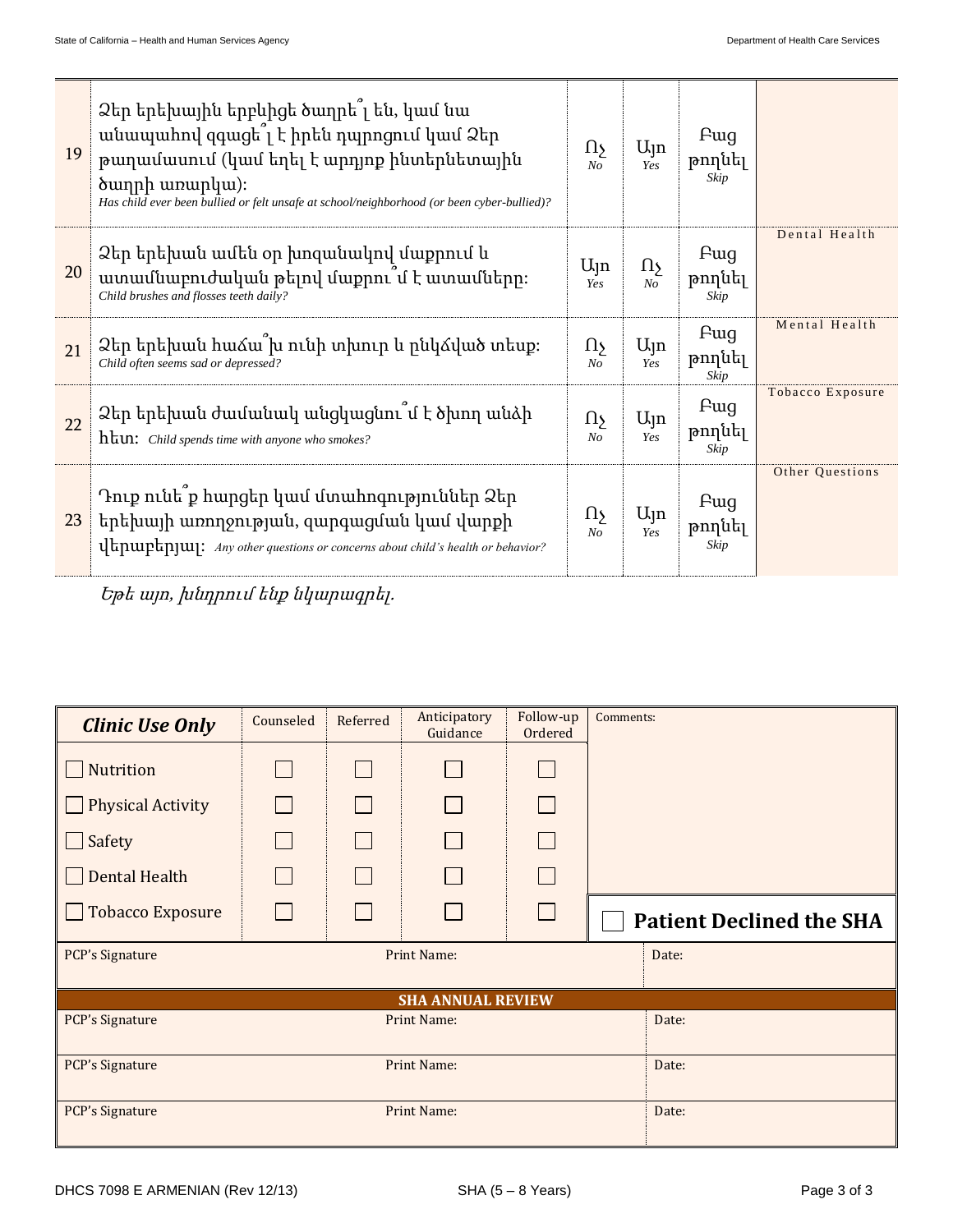| | | | | | |
|---|---|---|---|---|---|
| 19 | Ձեր երեխային երբևիցե ծաղրե՞լ են, կամ նա անապահով զգացե՞լ է իրեն դպրոցում կամ Ձեր թաղամասում (կամ եղել է արդյոք ինտերնետային ծաղրի առարկա): *Has child ever been bullied or felt unsafe at school/neighborhood (or been cyber-bullied)?* | Ոչ *No* | Այո *Yes* | Բաց թողնել *Skip* | |
| 20 | Ձեր երեխան ամեն օր խոզանակով մաքրում և ատամնաբուժական թելով մաքրու՞մ է ատամները: *Child brushes and flosses teeth daily?* | Այո *Yes* | Ոչ *No* | Բաց թողնել *Skip* | Dental Health |
| 21 | Ձեր երեխան հաճա՞խ ունի տխուր և ընկճված տեսք: *Child often seems sad or depressed?* | Ոչ *No* | Այո *Yes* | Բաց թողնել *Skip* | Mental Health |
| 22 | Ձեր երեխան ժամանակ անցկացնու՞մ է ծխող անձի հետ: *Child spends time with anyone who smokes?* | Ոչ *No* | Այո *Yes* | Բաց թողնել *Skip* | Tobacco Exposure |
| 23 | Դուք ունե՞ք հարցեր կամ մտահոգություններ Ձեր երեխայի առողջության, զարգացման կամ վարքի վերաբերյալ: *Any other questions or concerns about child's health or behavior?* | Ոչ *No* | Այո *Yes* | Բաց թողնել *Skip* | Other Questions |

*Եթե այո, խնդրում ենք նկարագրել.*

| ***Clinic Use Only*** | Counseled | Referred | Anticipatory Guidance | Follow-up Ordered | Comments: |
|---|---|---|---|---|---|
| ☐ Nutrition | ☐ | ☐ | ☐ | ☐ | |
| ☐ Physical Activity | ☐ | ☐ | ☐ | ☐ | |
| ☐ Safety | ☐ | ☐ | ☐ | ☐ | |
| ☐ Dental Health | ☐ | ☐ | ☐ | ☐ | |
| ☐ Tobacco Exposure | ☐ | ☐ | ☐ | ☐ | ☐ **Patient Declined the SHA** |

| | | |
|---|---|---|
| PCP's Signature | Print Name: | Date: |

**SHA ANNUAL REVIEW**

| | | |
|---|---|---|
| PCP's Signature | Print Name: | Date: |
| PCP's Signature | Print Name: | Date: |
| PCP's Signature | Print Name: | Date: |